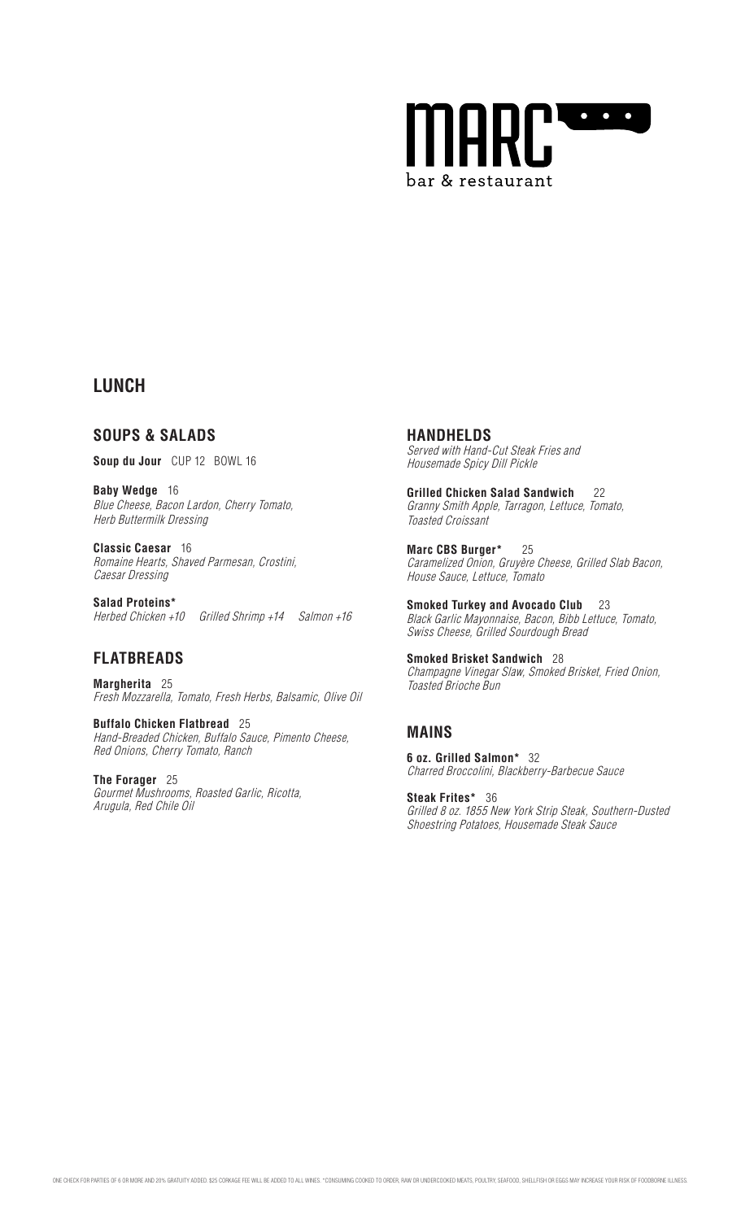# MARC

bar & restaurant

## LUNCH

### SOUPS & SALADS

**Soup du Jour** CUP 12 BOWL 16

**Baby Wedge** 16
*Blue Cheese, Bacon Lardon, Cherry Tomato, Herb Buttermilk Dressing*

**Classic Caesar** 16
*Romaine Hearts, Shaved Parmesan, Crostini, Caesar Dressing*

**Salad Proteins***
*Herbed Chicken +10 Grilled Shrimp +14 Salmon +16*

### FLATBREADS

**Margherita** 25
*Fresh Mozzarella, Tomato, Fresh Herbs, Balsamic, Olive Oil*

**Buffalo Chicken Flatbread** 25
*Hand-Breaded Chicken, Buffalo Sauce, Pimento Cheese, Red Onions, Cherry Tomato, Ranch*

**The Forager** 25
*Gourmet Mushrooms, Roasted Garlic, Ricotta, Arugula, Red Chile Oil*

### HANDHELDS

*Served with Hand-Cut Steak Fries and Housemade Spicy Dill Pickle*

**Grilled Chicken Salad Sandwich** 22
*Granny Smith Apple, Tarragon, Lettuce, Tomato, Toasted Croissant*

**Marc CBS Burger*** 25
*Caramelized Onion, Gruyère Cheese, Grilled Slab Bacon, House Sauce, Lettuce, Tomato*

**Smoked Turkey and Avocado Club** 23
*Black Garlic Mayonnaise, Bacon, Bibb Lettuce, Tomato, Swiss Cheese, Grilled Sourdough Bread*

**Smoked Brisket Sandwich** 28
*Champagne Vinegar Slaw, Smoked Brisket, Fried Onion, Toasted Brioche Bun*

### MAINS

**6 oz. Grilled Salmon*** 32
*Charred Broccolini, Blackberry-Barbecue Sauce*

**Steak Frites*** 36
*Grilled 8 oz. 1855 New York Strip Steak, Southern-Dusted Shoestring Potatoes, Housemade Steak Sauce*

ONE CHECK FOR PARTIES OF 6 OR MORE AND 20% GRATUITY ADDED. $25 CORKAGE FEE WILL BE ADDED TO ALL WINES. *CONSUMING COOKED TO ORDER, RAW OR UNDERCOOKED MEATS, POULTRY, SEAFOOD, SHELLFISH OR EGGS MAY INCREASE YOUR RISK OF FOODBORNE ILLNESS.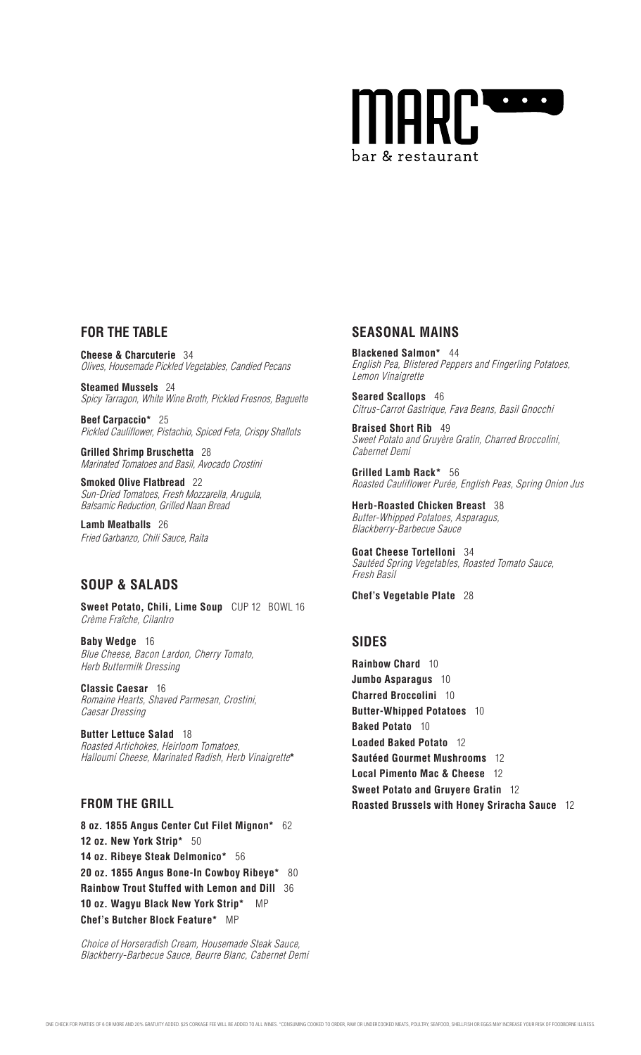# MARC

bar & restaurant

## FOR THE TABLE

**Cheese & Charcuterie** 34
*Olives, Housemade Pickled Vegetables, Candied Pecans*

**Steamed Mussels** 24
*Spicy Tarragon, White Wine Broth, Pickled Fresnos, Baguette*

**Beef Carpaccio*** 25
*Pickled Cauliflower, Pistachio, Spiced Feta, Crispy Shallots*

**Grilled Shrimp Bruschetta** 28
*Marinated Tomatoes and Basil, Avocado Crostini*

**Smoked Olive Flatbread** 22
*Sun-Dried Tomatoes, Fresh Mozzarella, Arugula, Balsamic Reduction, Grilled Naan Bread*

**Lamb Meatballs** 26
*Fried Garbanzo, Chili Sauce, Raita*

## SOUP & SALADS

**Sweet Potato, Chili, Lime Soup** CUP 12 BOWL 16
*Crème Fraîche, Cilantro*

**Baby Wedge** 16
*Blue Cheese, Bacon Lardon, Cherry Tomato, Herb Buttermilk Dressing*

**Classic Caesar** 16
*Romaine Hearts, Shaved Parmesan, Crostini, Caesar Dressing*

**Butter Lettuce Salad** 18
*Roasted Artichokes, Heirloom Tomatoes, Halloumi Cheese, Marinated Radish, Herb Vinaigrette**

## FROM THE GRILL

**8 oz. 1855 Angus Center Cut Filet Mignon*** 62
**12 oz. New York Strip*** 50
**14 oz. Ribeye Steak Delmonico*** 56
**20 oz. 1855 Angus Bone-In Cowboy Ribeye*** 80
**Rainbow Trout Stuffed with Lemon and Dill** 36
**10 oz. Wagyu Black New York Strip*** MP
**Chef's Butcher Block Feature*** MP

*Choice of Horseradish Cream, Housemade Steak Sauce, Blackberry-Barbecue Sauce, Beurre Blanc, Cabernet Demi*

## SEASONAL MAINS

**Blackened Salmon*** 44
*English Pea, Blistered Peppers and Fingerling Potatoes, Lemon Vinaigrette*

**Seared Scallops** 46
*Citrus-Carrot Gastrique, Fava Beans, Basil Gnocchi*

**Braised Short Rib** 49
*Sweet Potato and Gruyère Gratin, Charred Broccolini, Cabernet Demi*

**Grilled Lamb Rack*** 56
*Roasted Cauliflower Purée, English Peas, Spring Onion Jus*

**Herb-Roasted Chicken Breast** 38
*Butter-Whipped Potatoes, Asparagus, Blackberry-Barbecue Sauce*

**Goat Cheese Tortelloni** 34
*Sautéed Spring Vegetables, Roasted Tomato Sauce, Fresh Basil*

**Chef's Vegetable Plate** 28

## SIDES

**Rainbow Chard** 10
**Jumbo Asparagus** 10
**Charred Broccolini** 10
**Butter-Whipped Potatoes** 10
**Baked Potato** 10
**Loaded Baked Potato** 12
**Sautéed Gourmet Mushrooms** 12
**Local Pimento Mac & Cheese** 12
**Sweet Potato and Gruyere Gratin** 12
**Roasted Brussels with Honey Sriracha Sauce** 12

ONE CHECK FOR PARTIES OF 6 OR MORE AND 20% GRATUITY ADDED. $25 CORKAGE FEE WILL BE ADDED TO ALL WINES. *CONSUMING COOKED TO ORDER, RAW OR UNDERCOOKED MEATS, POULTRY, SEAFOOD, SHELLFISH OR EGGS MAY INCREASE YOUR RISK OF FOODBORNE ILLNESS.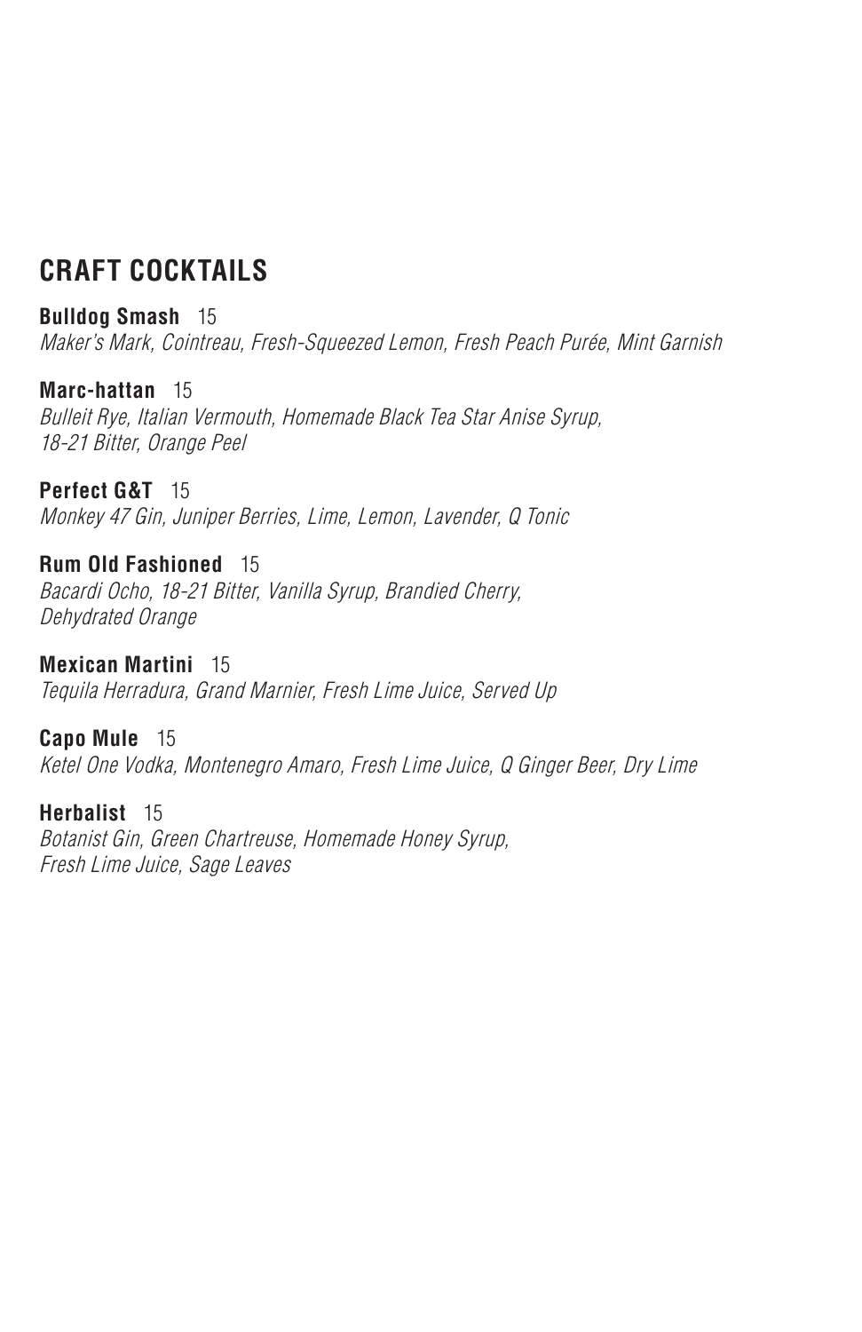## CRAFT COCKTAILS

**Bulldog Smash** 15
*Maker's Mark, Cointreau, Fresh-Squeezed Lemon, Fresh Peach Purée, Mint Garnish*

**Marc-hattan** 15
*Bulleit Rye, Italian Vermouth, Homemade Black Tea Star Anise Syrup, 18-21 Bitter, Orange Peel*

**Perfect G&T** 15
*Monkey 47 Gin, Juniper Berries, Lime, Lemon, Lavender, Q Tonic*

**Rum Old Fashioned** 15
*Bacardi Ocho, 18-21 Bitter, Vanilla Syrup, Brandied Cherry, Dehydrated Orange*

**Mexican Martini** 15
*Tequila Herradura, Grand Marnier, Fresh Lime Juice, Served Up*

**Capo Mule** 15
*Ketel One Vodka, Montenegro Amaro, Fresh Lime Juice, Q Ginger Beer, Dry Lime*

**Herbalist** 15
*Botanist Gin, Green Chartreuse, Homemade Honey Syrup, Fresh Lime Juice, Sage Leaves*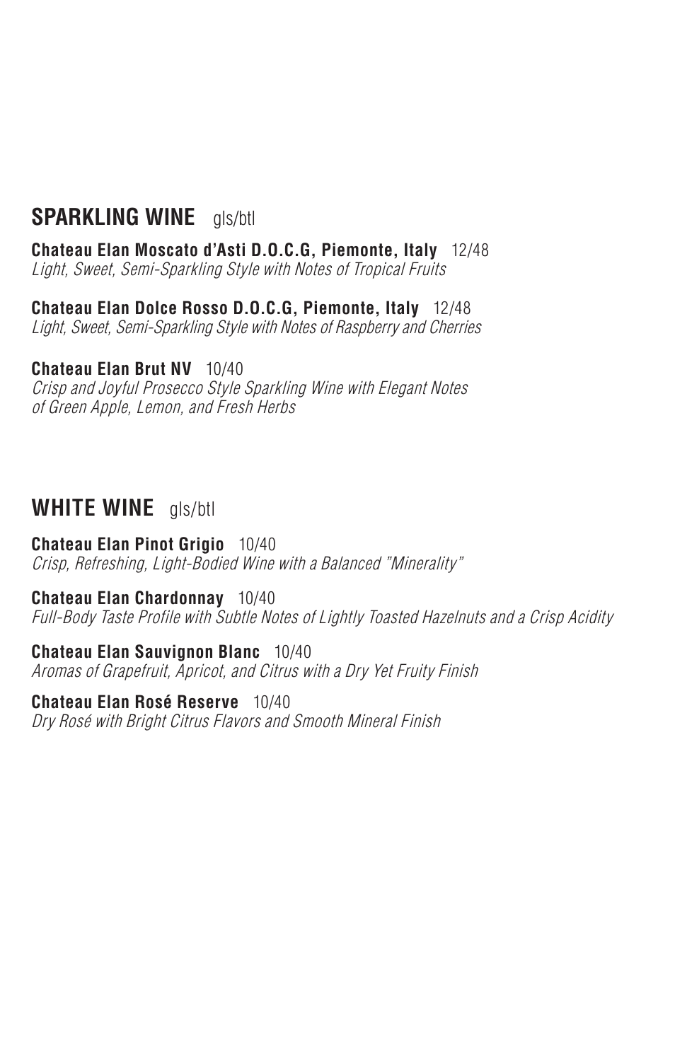## SPARKLING WINE gls/btl

**Chateau Elan Moscato d'Asti D.O.C.G, Piemonte, Italy** 12/48
*Light, Sweet, Semi-Sparkling Style with Notes of Tropical Fruits*

**Chateau Elan Dolce Rosso D.O.C.G, Piemonte, Italy** 12/48
*Light, Sweet, Semi-Sparkling Style with Notes of Raspberry and Cherries*

**Chateau Elan Brut NV** 10/40
*Crisp and Joyful Prosecco Style Sparkling Wine with Elegant Notes of Green Apple, Lemon, and Fresh Herbs*

## WHITE WINE gls/btl

**Chateau Elan Pinot Grigio** 10/40
*Crisp, Refreshing, Light-Bodied Wine with a Balanced "Minerality"*

**Chateau Elan Chardonnay** 10/40
*Full-Body Taste Profile with Subtle Notes of Lightly Toasted Hazelnuts and a Crisp Acidity*

**Chateau Elan Sauvignon Blanc** 10/40
*Aromas of Grapefruit, Apricot, and Citrus with a Dry Yet Fruity Finish*

**Chateau Elan Rosé Reserve** 10/40
*Dry Rosé with Bright Citrus Flavors and Smooth Mineral Finish*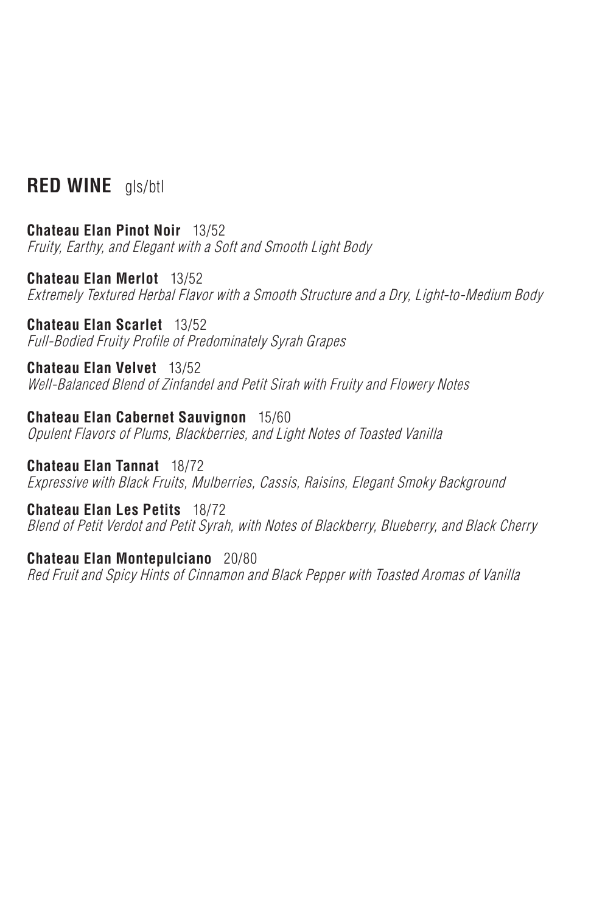## RED WINE gls/btl

**Chateau Elan Pinot Noir** 13/52
*Fruity, Earthy, and Elegant with a Soft and Smooth Light Body*

**Chateau Elan Merlot** 13/52
*Extremely Textured Herbal Flavor with a Smooth Structure and a Dry, Light-to-Medium Body*

**Chateau Elan Scarlet** 13/52
*Full-Bodied Fruity Profile of Predominately Syrah Grapes*

**Chateau Elan Velvet** 13/52
*Well-Balanced Blend of Zinfandel and Petit Sirah with Fruity and Flowery Notes*

**Chateau Elan Cabernet Sauvignon** 15/60
*Opulent Flavors of Plums, Blackberries, and Light Notes of Toasted Vanilla*

**Chateau Elan Tannat** 18/72
*Expressive with Black Fruits, Mulberries, Cassis, Raisins, Elegant Smoky Background*

**Chateau Elan Les Petits** 18/72
*Blend of Petit Verdot and Petit Syrah, with Notes of Blackberry, Blueberry, and Black Cherry*

**Chateau Elan Montepulciano** 20/80
*Red Fruit and Spicy Hints of Cinnamon and Black Pepper with Toasted Aromas of Vanilla*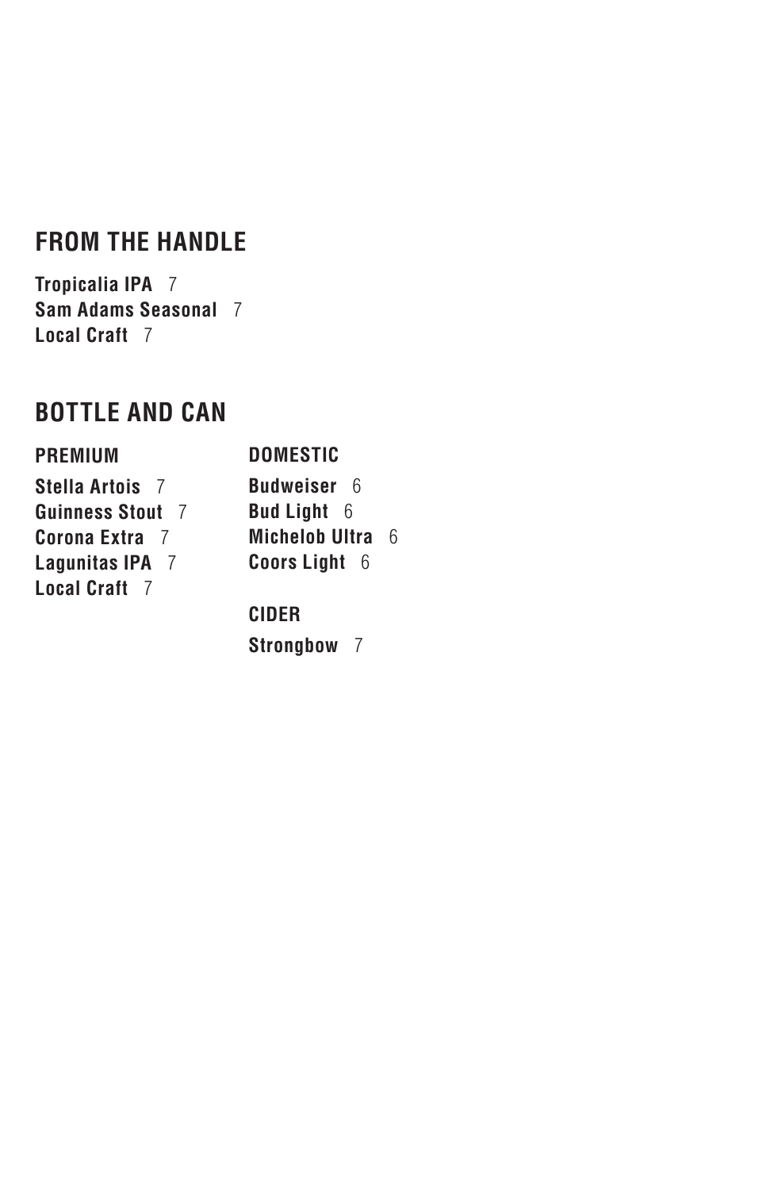## FROM THE HANDLE

**Tropicalia IPA** 7
**Sam Adams Seasonal** 7
**Local Craft** 7

## BOTTLE AND CAN

### PREMIUM

**Stella Artois** 7
**Guinness Stout** 7
**Corona Extra** 7
**Lagunitas IPA** 7
**Local Craft** 7

### DOMESTIC

**Budweiser** 6
**Bud Light** 6
**Michelob Ultra** 6
**Coors Light** 6

### CIDER

**Strongbow** 7